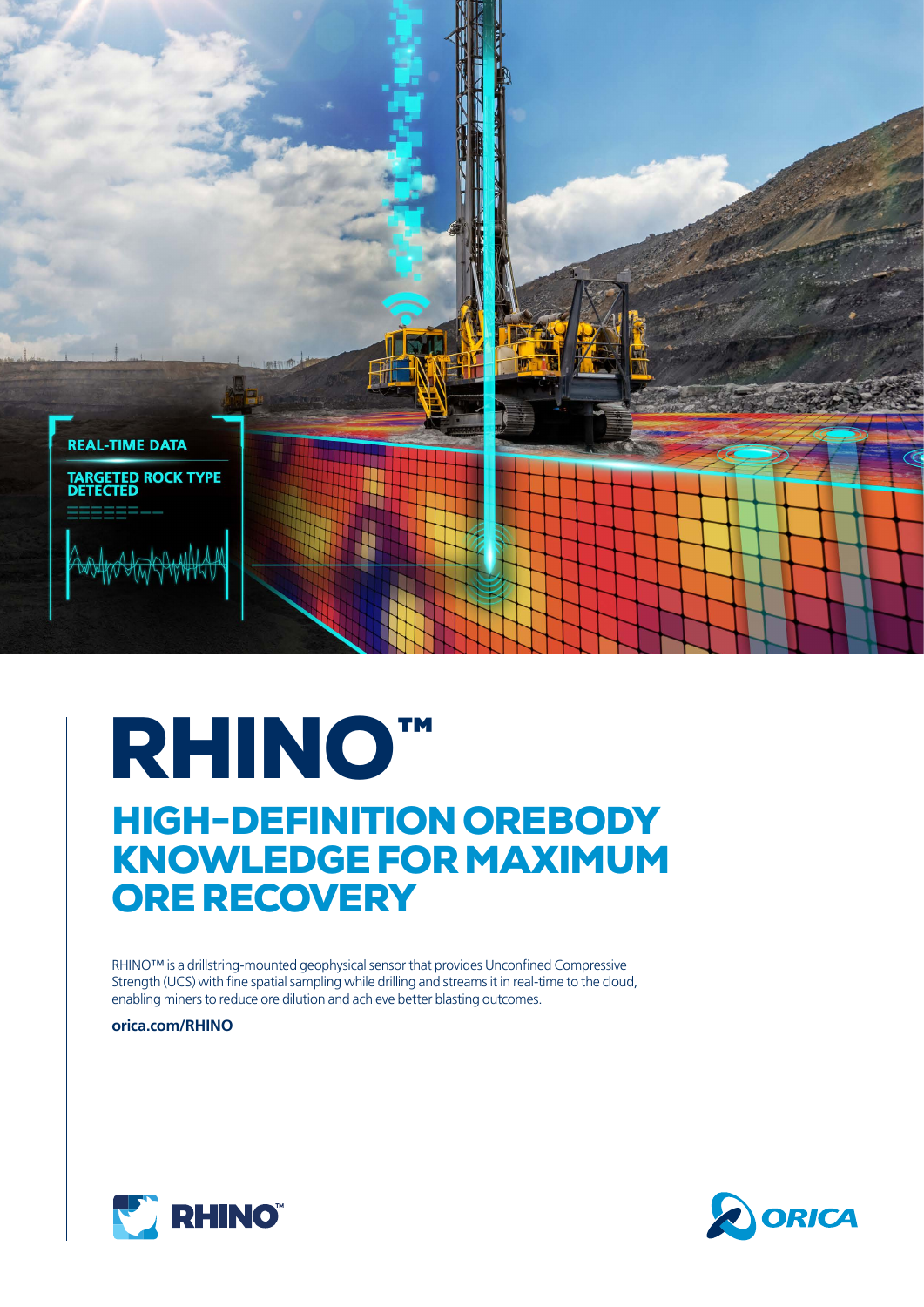REAL-TIME DATA

TARGETED ROCK TYPE DETECTED

# RHINO™

## HIGH-DEFINITION OREBODY KNOWLEDGE FOR MAXIMUM ORE RECOVERY

RHINO™ is a drillstring-mounted geophysical sensor that provides Unconfined Compressive Strength (UCS) with fine spatial sampling while drilling and streams it in real-time to the cloud, enabling miners to reduce ore dilution and achieve better blasting outcomes.

**orica.com/RHINO**

RHINO™

ORICA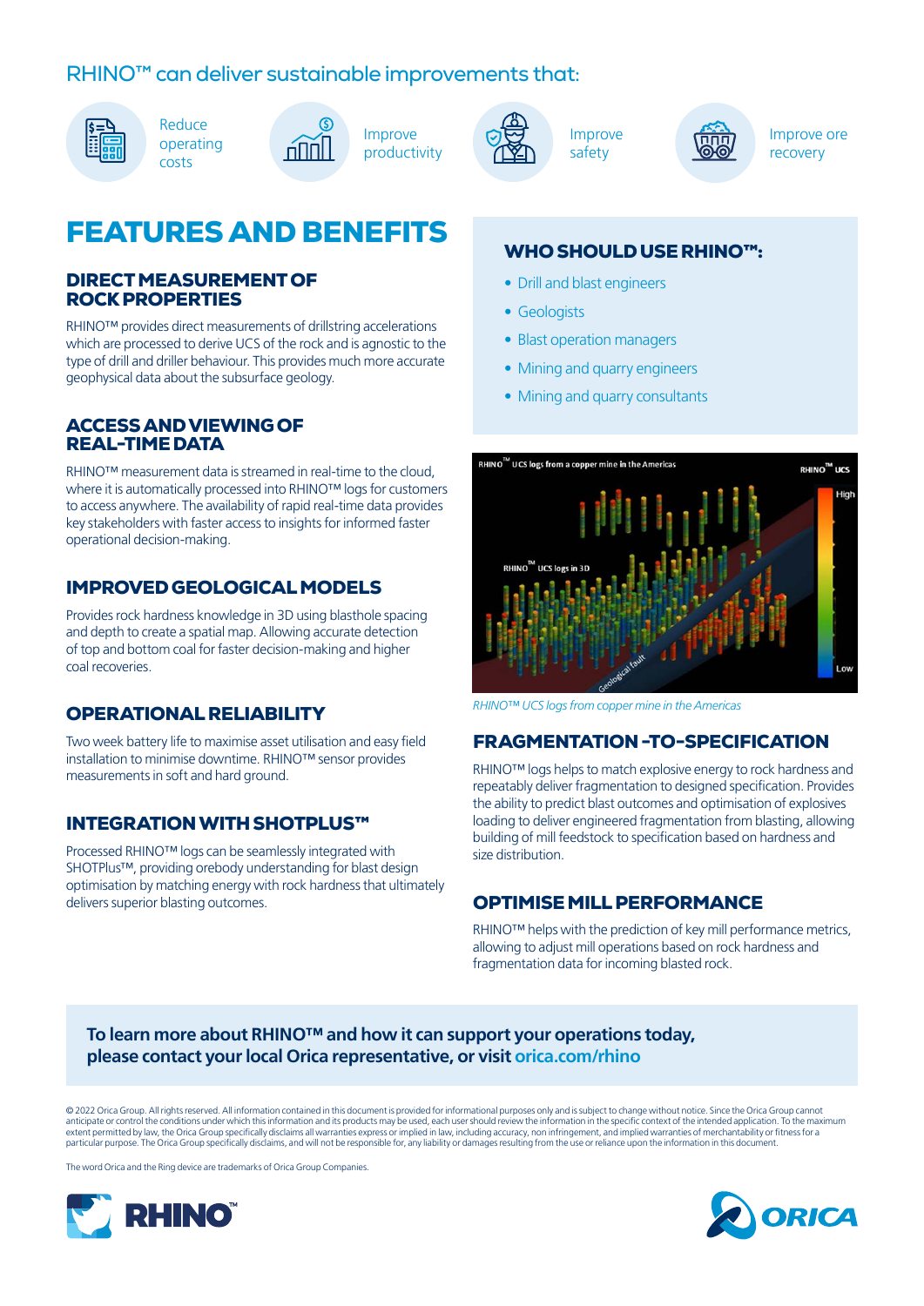## RHINO™ can deliver sustainable improvements that:

- Reduce operating costs
- Improve productivity
- Improve safety
- Improve ore recovery

# FEATURES AND BENEFITS

### DIRECT MEASUREMENT OF ROCK PROPERTIES

RHINO™ provides direct measurements of drillstring accelerations which are processed to derive UCS of the rock and is agnostic to the type of drill and driller behaviour. This provides much more accurate geophysical data about the subsurface geology.

### ACCESS AND VIEWING OF REAL-TIME DATA

RHINO™ measurement data is streamed in real-time to the cloud, where it is automatically processed into RHINO™ logs for customers to access anywhere. The availability of rapid real-time data provides key stakeholders with faster access to insights for informed faster operational decision-making.

### IMPROVED GEOLOGICAL MODELS

Provides rock hardness knowledge in 3D using blasthole spacing and depth to create a spatial map. Allowing accurate detection of top and bottom coal for faster decision-making and higher coal recoveries.

### OPERATIONAL RELIABILITY

Two week battery life to maximise asset utilisation and easy field installation to minimise downtime. RHINO™ sensor provides measurements in soft and hard ground.

### INTEGRATION WITH SHOTPLUS™

Processed RHINO™ logs can be seamlessly integrated with SHOTPlus™, providing orebody understanding for blast design optimisation by matching energy with rock hardness that ultimately delivers superior blasting outcomes.

### WHO SHOULD USE RHINO™:

- Drill and blast engineers
- Geologists
- Blast operation managers
- Mining and quarry engineers
- Mining and quarry consultants

RHINO™ UCS logs from a copper mine in the Americas

RHINO™ UCS

High

RHINO™ UCS logs in 3D

Geological fault

Low

*RHINO™ UCS logs from copper mine in the Americas*

### FRAGMENTATION -TO-SPECIFICATION

RHINO™ logs helps to match explosive energy to rock hardness and repeatably deliver fragmentation to designed specification. Provides the ability to predict blast outcomes and optimisation of explosives loading to deliver engineered fragmentation from blasting, allowing building of mill feedstock to specification based on hardness and size distribution.

### OPTIMISE MILL PERFORMANCE

RHINO™ helps with the prediction of key mill performance metrics, allowing to adjust mill operations based on rock hardness and fragmentation data for incoming blasted rock.

**To learn more about RHINO™ and how it can support your operations today, please contact your local Orica representative, or visit orica.com/rhino**

© 2022 Orica Group. All rights reserved. All information contained in this document is provided for informational purposes only and is subject to change without notice. Since the Orica Group cannot anticipate or control the conditions under which this information and its products may be used, each user should review the information in the specific context of the intended application. To the maximum extent permitted by law, the Orica Group specifically disclaims all warranties express or implied in law, including accuracy, non infringement, and implied warranties of merchantability or fitness for a particular purpose. The Orica Group specifically disclaims, and will not be responsible for, any liability or damages resulting from the use or reliance upon the information in this document.

The word Orica and the Ring device are trademarks of Orica Group Companies.

RHINO™

ORICA